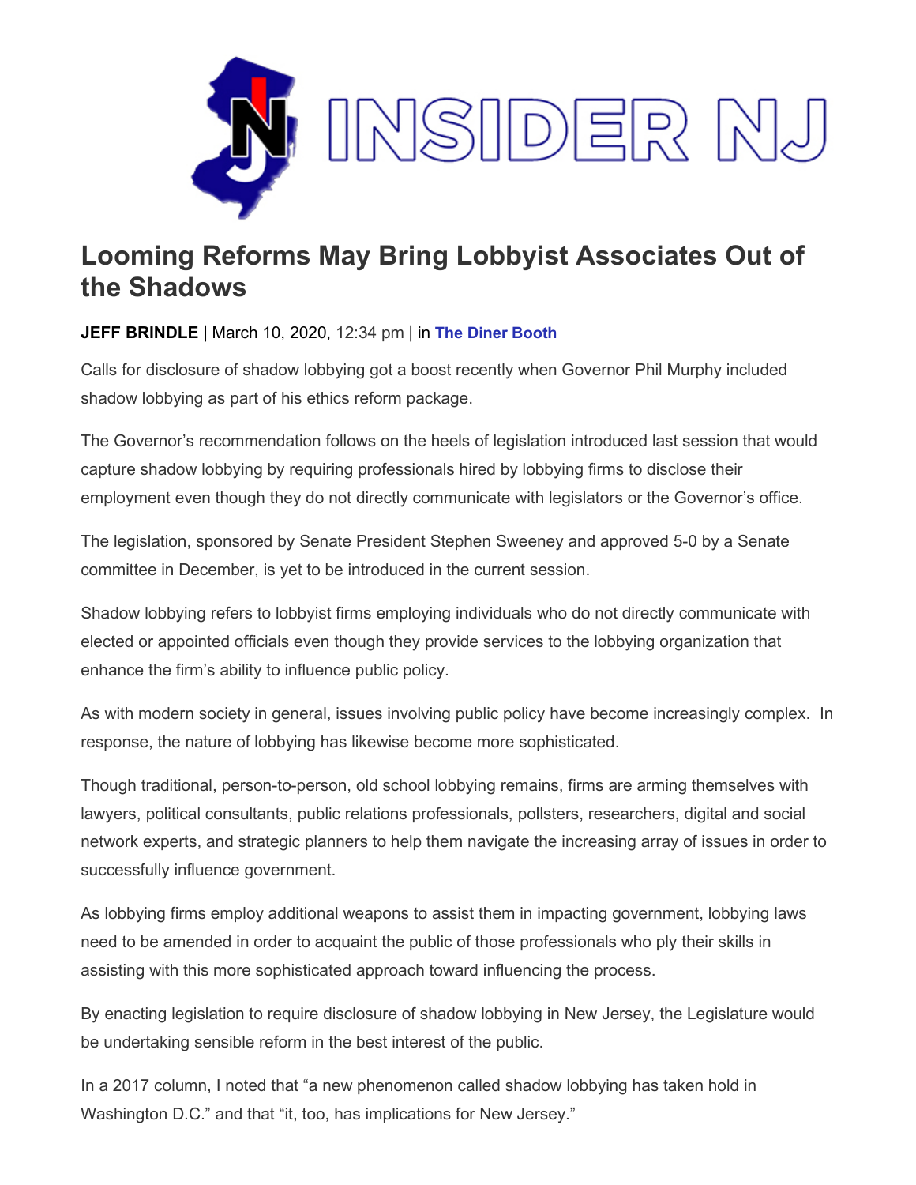# Looming Reforms May Bring Lobbyist Associates Out of the Shadows

**JEFF BRINDLE** | March 10, 2020, 12:34 pm | in **The Diner Booth**

Calls for disclosure of shadow lobbying got a boost recently when Governor Phil Murphy included shadow lobbying as part of his ethics reform package.

The Governor's recommendation follows on the heels of legislation introduced last session that would capture shadow lobbying by requiring professionals hired by lobbying firms to disclose their employment even though they do not directly communicate with legislators or the Governor's office.

The legislation, sponsored by Senate President Stephen Sweeney and approved 5-0 by a Senate committee in December, is yet to be introduced in the current session.

Shadow lobbying refers to lobbyist firms employing individuals who do not directly communicate with elected or appointed officials even though they provide services to the lobbying organization that enhance the firm's ability to influence public policy.

As with modern society in general, issues involving public policy have become increasingly complex. In response, the nature of lobbying has likewise become more sophisticated.

Though traditional, person-to-person, old school lobbying remains, firms are arming themselves with lawyers, political consultants, public relations professionals, pollsters, researchers, digital and social network experts, and strategic planners to help them navigate the increasing array of issues in order to successfully influence government.

As lobbying firms employ additional weapons to assist them in impacting government, lobbying laws need to be amended in order to acquaint the public of those professionals who ply their skills in assisting with this more sophisticated approach toward influencing the process.

By enacting legislation to require disclosure of shadow lobbying in New Jersey, the Legislature would be undertaking sensible reform in the best interest of the public.

In a 2017 column, I noted that "a new phenomenon called shadow lobbying has taken hold in Washington D.C." and that "it, too, has implications for New Jersey."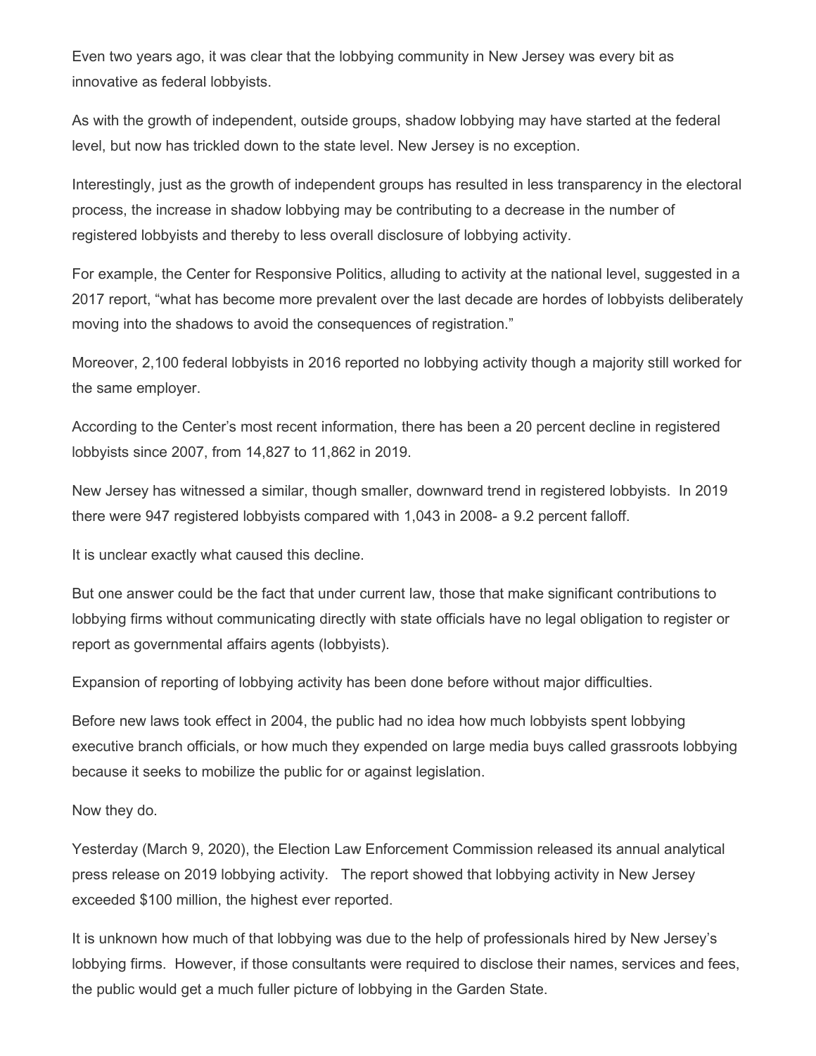Even two years ago, it was clear that the lobbying community in New Jersey was every bit as innovative as federal lobbyists.

As with the growth of independent, outside groups, shadow lobbying may have started at the federal level, but now has trickled down to the state level. New Jersey is no exception.

Interestingly, just as the growth of independent groups has resulted in less transparency in the electoral process, the increase in shadow lobbying may be contributing to a decrease in the number of registered lobbyists and thereby to less overall disclosure of lobbying activity.

For example, the Center for Responsive Politics, alluding to activity at the national level, suggested in a 2017 report, "what has become more prevalent over the last decade are hordes of lobbyists deliberately moving into the shadows to avoid the consequences of registration."

Moreover, 2,100 federal lobbyists in 2016 reported no lobbying activity though a majority still worked for the same employer.

According to the Center's most recent information, there has been a 20 percent decline in registered lobbyists since 2007, from 14,827 to 11,862 in 2019.

New Jersey has witnessed a similar, though smaller, downward trend in registered lobbyists. In 2019 there were 947 registered lobbyists compared with 1,043 in 2008- a 9.2 percent falloff.

It is unclear exactly what caused this decline.

But one answer could be the fact that under current law, those that make significant contributions to lobbying firms without communicating directly with state officials have no legal obligation to register or report as governmental affairs agents (lobbyists).

Expansion of reporting of lobbying activity has been done before without major difficulties.

Before new laws took effect in 2004, the public had no idea how much lobbyists spent lobbying executive branch officials, or how much they expended on large media buys called grassroots lobbying because it seeks to mobilize the public for or against legislation.

Now they do.

Yesterday (March 9, 2020), the Election Law Enforcement Commission released its annual analytical press release on 2019 lobbying activity. The report showed that lobbying activity in New Jersey exceeded $100 million, the highest ever reported.

It is unknown how much of that lobbying was due to the help of professionals hired by New Jersey's lobbying firms. However, if those consultants were required to disclose their names, services and fees, the public would get a much fuller picture of lobbying in the Garden State.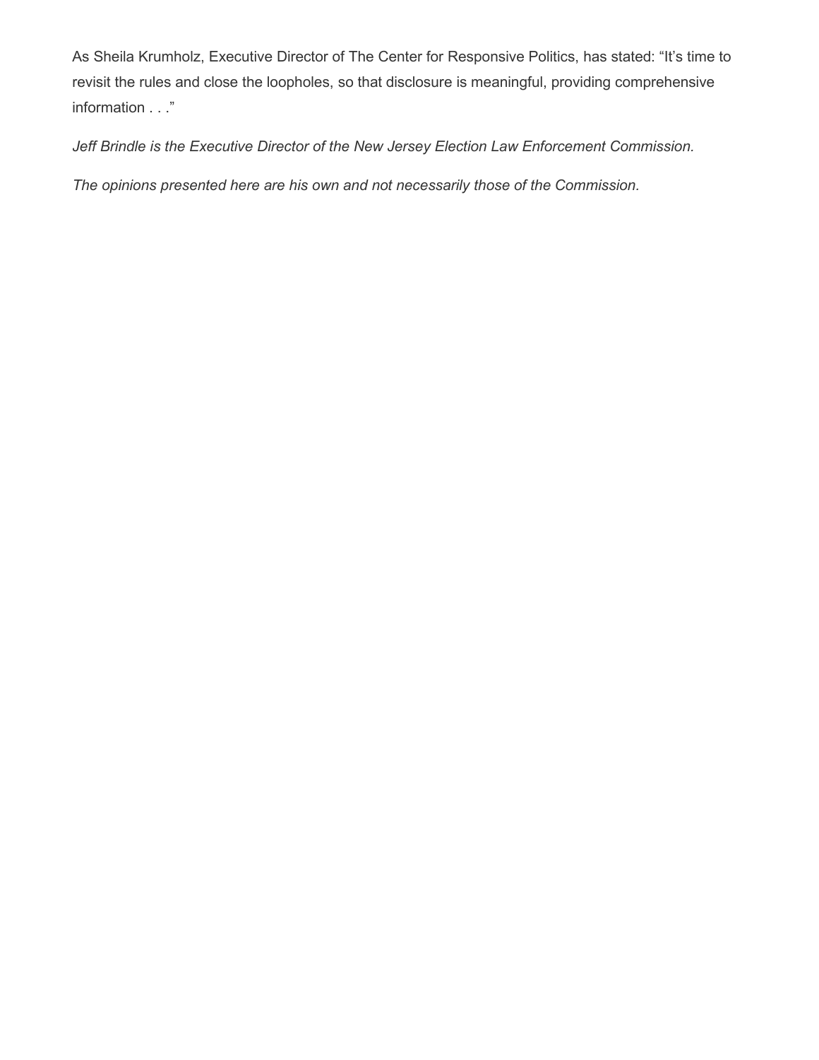As Sheila Krumholz, Executive Director of The Center for Responsive Politics, has stated: “It’s time to revisit the rules and close the loopholes, so that disclosure is meaningful, providing comprehensive information . . .”

*Jeff Brindle is the Executive Director of the New Jersey Election Law Enforcement Commission.*

*The opinions presented here are his own and not necessarily those of the Commission.*